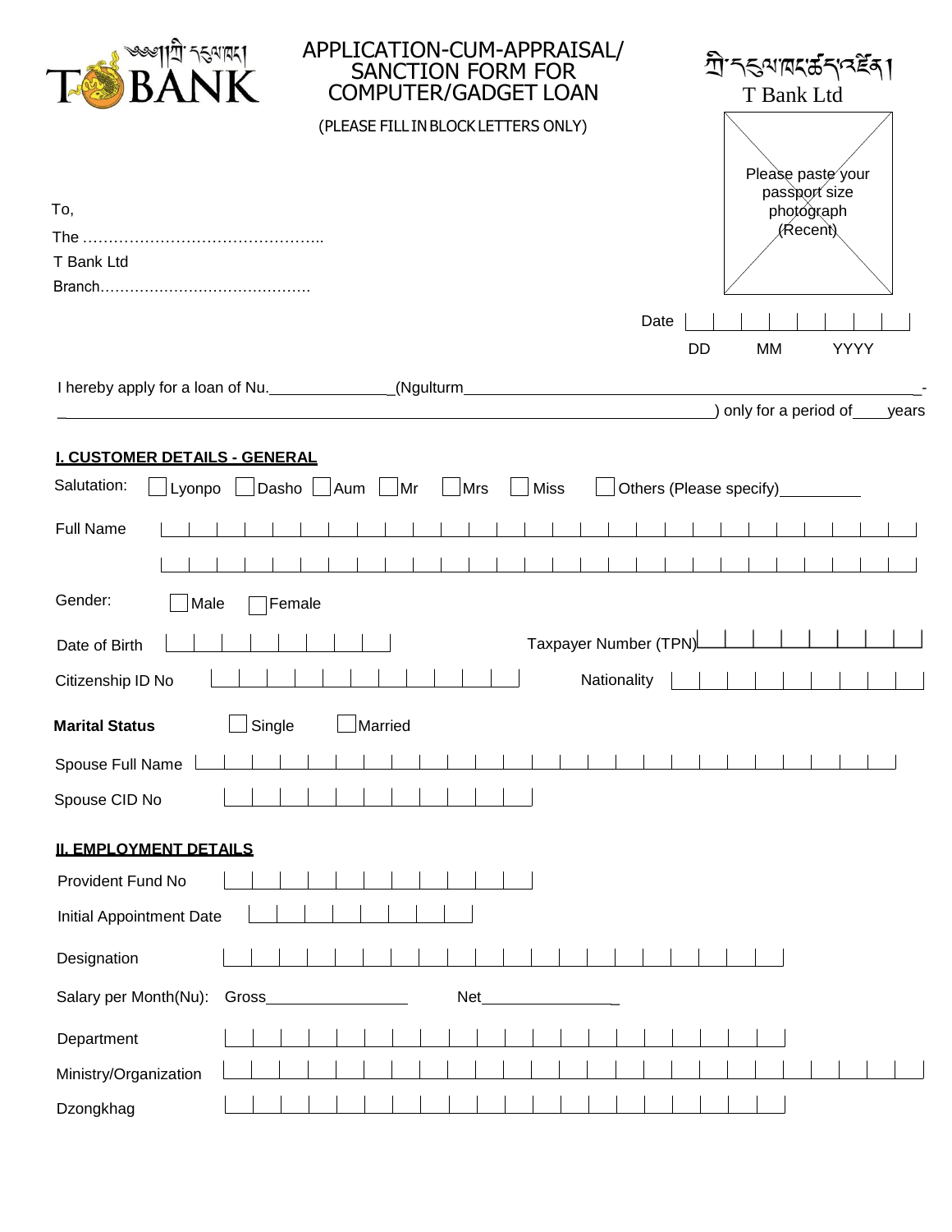# APPLICATION-CUM-APPRAISAL/ SANCTION FORM FOR COMPUTER/GADGET LOAN

ཀྱི་དངུལ་ཁང་ཚད་ལྡན།
T Bank Ltd

(PLEASE FILL IN BLOCK LETTERS ONLY)

Please paste your passport size photograph (Recent)

To,

The ……………………………………….

T Bank Ltd

Branch…………………………………….

Date DD MM YYYY

I hereby apply for a loan of Nu.______________(Ngulturm____________________________________________________________________-________________________________________________________________________) only for a period of____years

## I. CUSTOMER DETAILS - GENERAL

Salutation: ☐ Lyonpo ☐ Dasho ☐ Aum ☐ Mr ☐ Mrs ☐ Miss ☐ Others (Please specify)_________

Full Name

Gender: ☐ Male ☐ Female

Date of Birth

Taxpayer Number (TPN)

Citizenship ID No

Nationality

**Marital Status** ☐ Single ☐ Married

Spouse Full Name

Spouse CID No

## II. EMPLOYMENT DETAILS

Provident Fund No

Initial Appointment Date

Designation

Salary per Month(Nu): Gross________________ Net_______________

Department

Ministry/Organization

Dzongkhag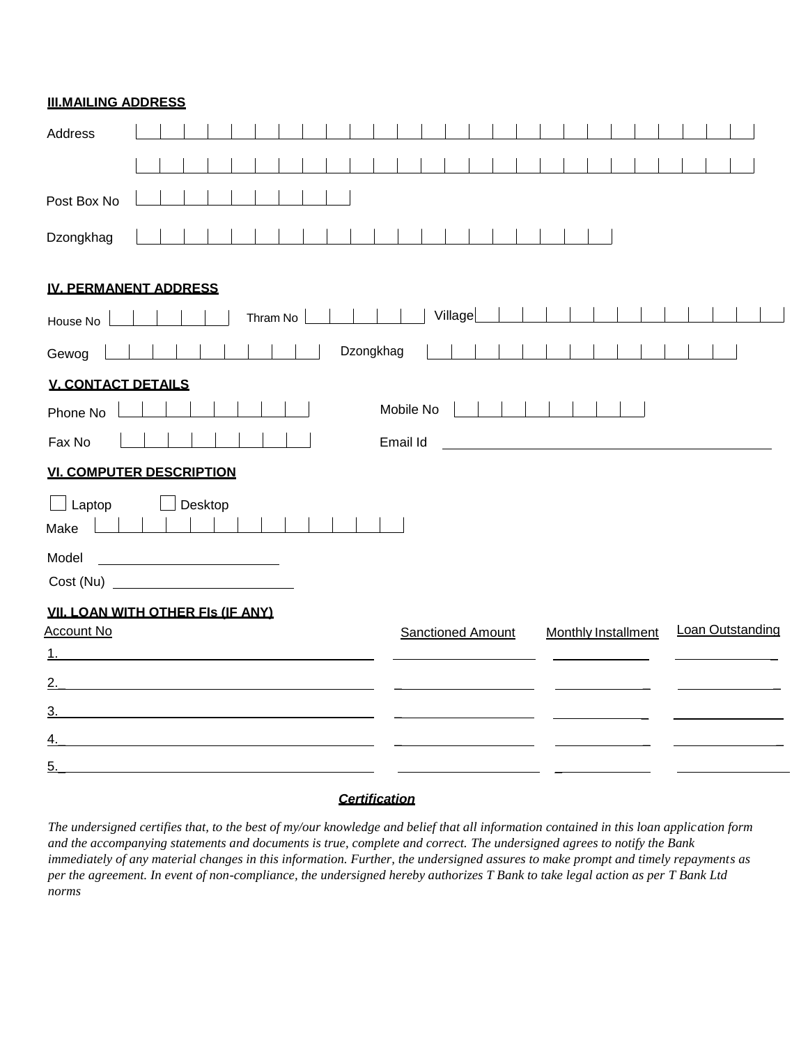## III.MAILING ADDRESS

Address

Post Box No

Dzongkhag

## IV. PERMANENT ADDRESS

House No Thram No Village

Gewog Dzongkhag

## V. CONTACT DETAILS

Phone No Mobile No

Fax No Email Id

## VI. COMPUTER DESCRIPTION

☐ Laptop ☐ Desktop

Make

Model

Cost (Nu)

## VII. LOAN WITH OTHER FIs (IF ANY)

| Account No | Sanctioned Amount | Monthly Installment | Loan Outstanding |
|---|---|---|---|
| 1. | | | |
| 2. | | | |
| 3. | | | |
| 4. | | | |
| 5. | | | |

### ***Certification***

*The undersigned certifies that, to the best of my/our knowledge and belief that all information contained in this loan application form and the accompanying statements and documents is true, complete and correct. The undersigned agrees to notify the Bank immediately of any material changes in this information. Further, the undersigned assures to make prompt and timely repayments as per the agreement. In event of non-compliance, the undersigned hereby authorizes T Bank to take legal action as per T Bank Ltd norms*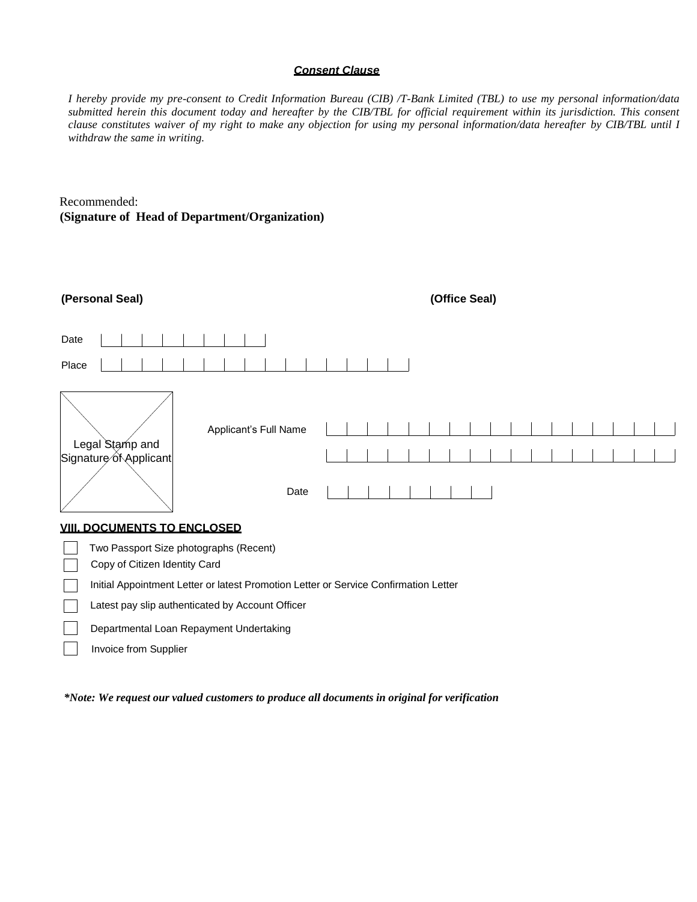***Consent Clause***

*I hereby provide my pre-consent to Credit Information Bureau (CIB) /T-Bank Limited (TBL) to use my personal information/data submitted herein this document today and hereafter by the CIB/TBL for official requirement within its jurisdiction. This consent clause constitutes waiver of my right to make any objection for using my personal information/data hereafter by CIB/TBL until I withdraw the same in writing.*

Recommended:
**(Signature of Head of Department/Organization)**

**(Personal Seal)** **(Office Seal)**

Date

Place

Legal Stamp and Signature of Applicant

Applicant's Full Name

Date

## VIII. DOCUMENTS TO ENCLOSED

- ☐ Two Passport Size photographs (Recent)
- ☐ Copy of Citizen Identity Card
- ☐ Initial Appointment Letter or latest Promotion Letter or Service Confirmation Letter
- ☐ Latest pay slip authenticated by Account Officer
- ☐ Departmental Loan Repayment Undertaking
- ☐ Invoice from Supplier

***Note: We request our valued customers to produce all documents in original for verification**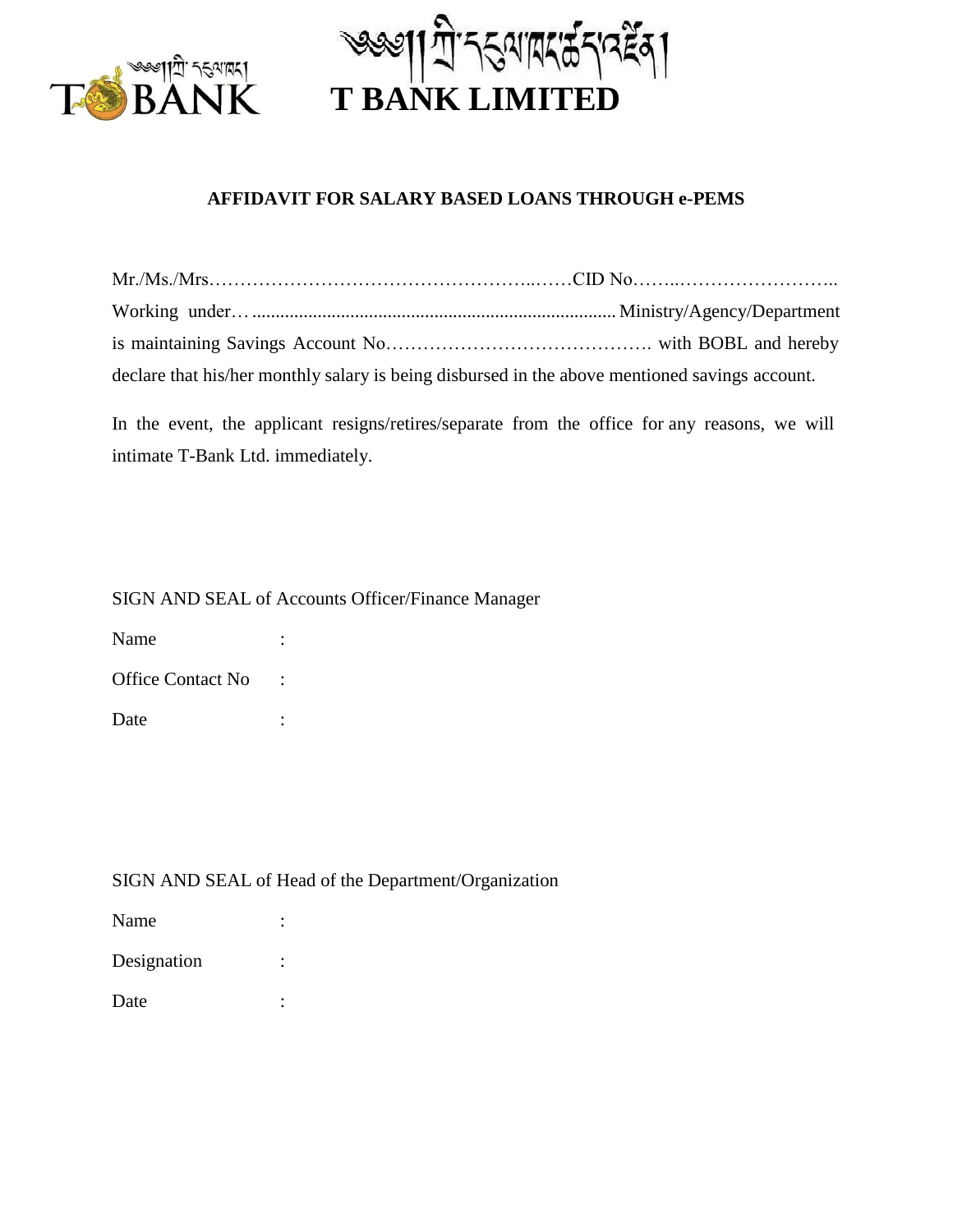ཀྱི་དངུལ་ཁང་ཚད་ལྡན།

T BANK LIMITED

### AFFIDAVIT FOR SALARY BASED LOANS THROUGH e-PEMS

Mr./Ms./Mrs……………………………………………..……CID No……..……………………..
Working under… ........................................................................... Ministry/Agency/Department
is maintaining Savings Account No……………………………………. with BOBL and hereby declare that his/her monthly salary is being disbursed in the above mentioned savings account.

In the event, the applicant resigns/retires/separate from the office for any reasons, we will intimate T-Bank Ltd. immediately.

SIGN AND SEAL of Accounts Officer/Finance Manager

Name :

Office Contact No :

Date :

SIGN AND SEAL of Head of the Department/Organization

Name :

Designation :

Date :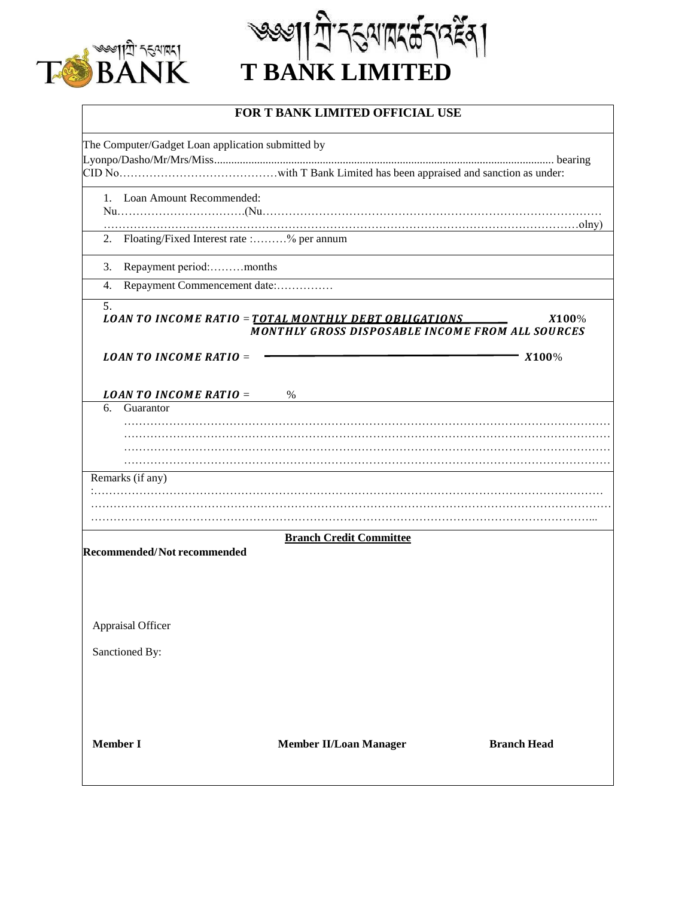ཨོཾ། ཀྱི་དངུལ་ཁང་ཚད་འཛིན།

# T BANK LIMITED

**FOR T BANK LIMITED OFFICIAL USE**

The Computer/Gadget Loan application submitted by Lyonpo/Dasho/Mr/Mrs/Miss...................................................................................................................... bearing CID No……………………………………with T Bank Limited has been appraised and sanction as under:

1. Loan Amount Recommended: Nu……………………………(Nu…………………………………………………………………………… ………………………………………………………………………………………………………………olny)
2. Floating/Fixed Interest rate :………% per annum
3. Repayment period:………months
4. Repayment Commencement date:……………
5. $$\textit{LOAN TO INCOME RATIO} = \frac{\textit{TOTAL MONTHLY DEBT OBLIGATIONS}}{\textit{MONTHLY GROSS DISPOSABLE INCOME FROM ALL SOURCES}} X100\%$$

   $$\textit{LOAN TO INCOME RATIO} = \frac{\quad}{\quad} X100\%$$

   $$\textit{LOAN TO INCOME RATIO} = \quad \%$$

6. Guarantor ……………………………………………………………………………………………………………… ……………………………………………………………………………………………………………… ……………………………………………………………………………………………………………… ………………………………………………………………………………………………………………

Remarks (if any) :…………………………………………………………………………………………………………………… …………………………………………………………………………………………………………………… ……………………………………………………………………………………………………………………...

**Branch Credit Committee**

**Recommended/Not recommended**

Appraisal Officer

Sanctioned By:

| | | |
|---|---|---|
| **Member I** | **Member II/Loan Manager** | **Branch Head** |